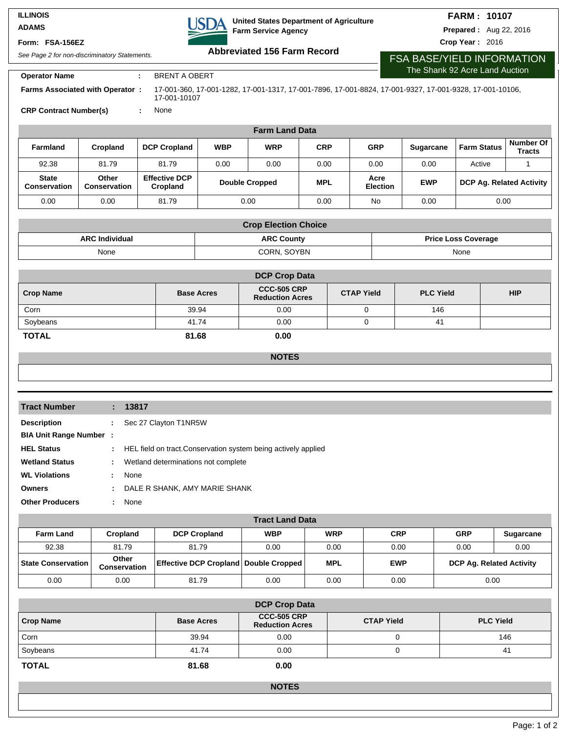ILLINOIS
ADAMS

**Form: FSA-156EZ**

*See Page 2 for non-discriminatory Statements.*

**United States Department of Agriculture**
**Farm Service Agency**

## Abbreviated 156 Farm Record

**FARM : 10107**
**Prepared :** Aug 22, 2016
**Crop Year :** 2016

**FSA BASE/YIELD INFORMATION**
The Shank 92 Acre Land Auction

**Operator Name** : BRENT A OBERT

**Farms Associated with Operator :** 17-001-360, 17-001-1282, 17-001-1317, 17-001-7896, 17-001-8824, 17-001-9327, 17-001-9328, 17-001-10106, 17-001-10107

**CRP Contract Number(s)** : None

### Farm Land Data

| Farmland | Cropland | DCP Cropland | WBP | WRP | CRP | GRP | Sugarcane | Farm Status | Number Of Tracts |
|---|---|---|---|---|---|---|---|---|---|
| 92.38 | 81.79 | 81.79 | 0.00 | 0.00 | 0.00 | 0.00 | 0.00 | Active | 1 |
| **State Conservation** | **Other Conservation** | **Effective DCP Cropland** | **Double Cropped** | | **MPL** | **Acre Election** | **EWP** | **DCP Ag. Related Activity** | |
| 0.00 | 0.00 | 81.79 | 0.00 | | 0.00 | No | 0.00 | 0.00 | |

### Crop Election Choice

| ARC Individual | ARC County | Price Loss Coverage |
|---|---|---|
| None | CORN, SOYBN | None |

### DCP Crop Data

| Crop Name | Base Acres | CCC-505 CRP Reduction Acres | CTAP Yield | PLC Yield | HIP |
|---|---|---|---|---|---|
| Corn | 39.94 | 0.00 | 0 | 146 | |
| Soybeans | 41.74 | 0.00 | 0 | 41 | |
| **TOTAL** | **81.68** | **0.00** | | | |

### NOTES

---

**Tract Number** : **13817**

**Description** : Sec 27 Clayton T1NR5W

**BIA Unit Range Number** :

**HEL Status** : HEL field on tract.Conservation system being actively applied

**Wetland Status** : Wetland determinations not complete

**WL Violations** : None

**Owners** : DALE R SHANK, AMY MARIE SHANK

**Other Producers** : None

### Tract Land Data

| Farm Land | Cropland | DCP Cropland | WBP | WRP | CRP | GRP | Sugarcane |
|---|---|---|---|---|---|---|---|
| 92.38 | 81.79 | 81.79 | 0.00 | 0.00 | 0.00 | 0.00 | 0.00 |
| **State Conservation** | **Other Conservation** | **Effective DCP Cropland** | **Double Cropped** | **MPL** | **EWP** | **DCP Ag. Related Activity** | |
| 0.00 | 0.00 | 81.79 | 0.00 | 0.00 | 0.00 | 0.00 | |

### DCP Crop Data

| Crop Name | Base Acres | CCC-505 CRP Reduction Acres | CTAP Yield | PLC Yield |
|---|---|---|---|---|
| Corn | 39.94 | 0.00 | 0 | 146 |
| Soybeans | 41.74 | 0.00 | 0 | 41 |
| **TOTAL** | **81.68** | **0.00** | | |

### NOTES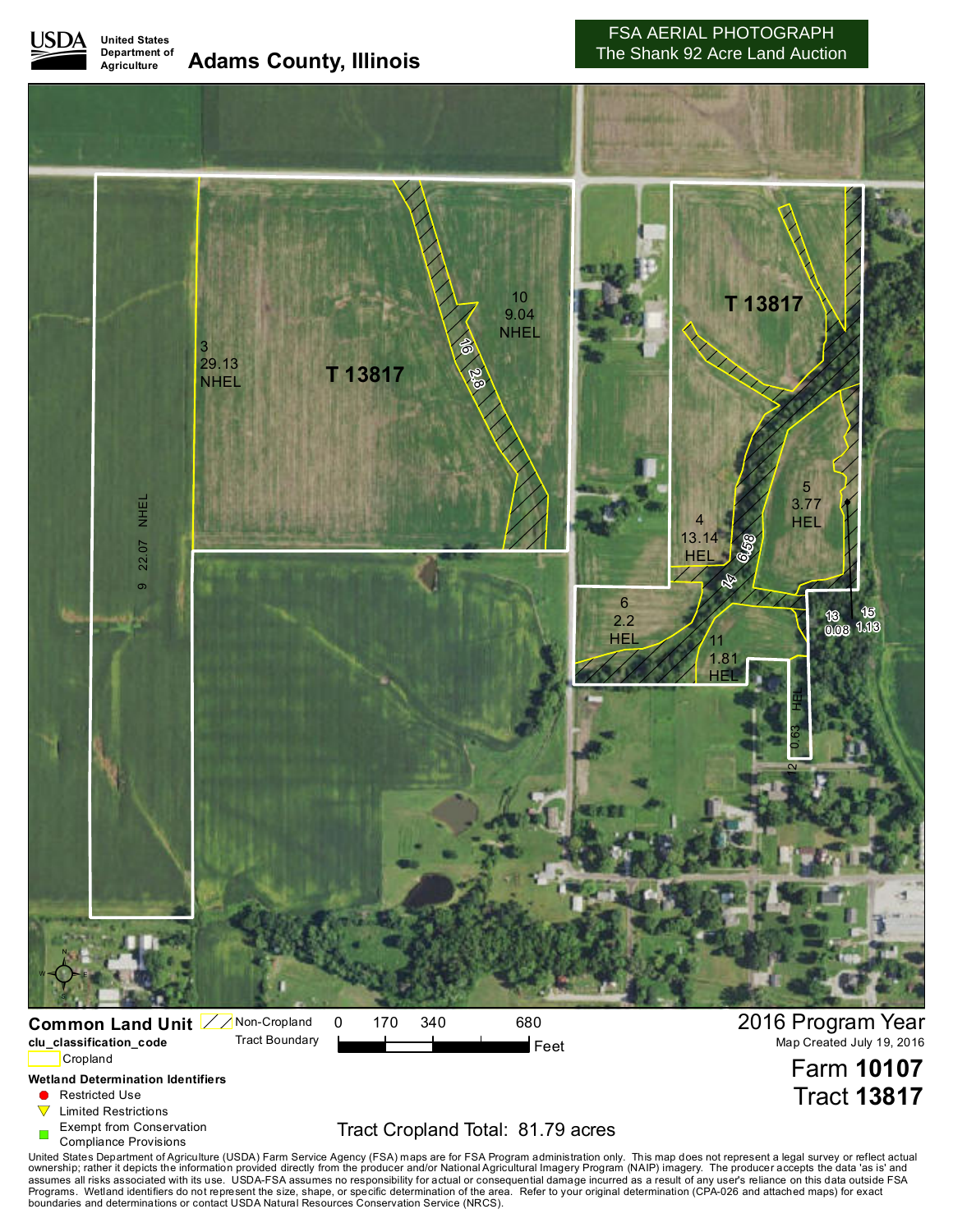**USDA** United States Department of Agriculture

# Adams County, Illinois

**FSA AERIAL PHOTOGRAPH**
The Shank 92 Acre Land Auction

T 13817

3
29.13
NHEL

10
9.04
NHEL

16
2.8

9 22.07 NHEL

T 13817

4
13.14
HEL

5
3.77
HEL

14 6.58

6
2.2
HEL

11
1.81
HEL

13
0.08

15
1.13

12 0.63 HEL

**Common Land Unit**

Non-Cropland

Tract Boundary

**clu_classification_code**

Cropland

**Wetland Determination Identifiers**

- Restricted Use
- Limited Restrictions
- Exempt from Conservation Compliance Provisions

0 170 340 680 Feet

Tract Cropland Total: 81.79 acres

2016 Program Year

Map Created July 19, 2016

Farm **10107**

Tract **13817**

United States Department of Agriculture (USDA) Farm Service Agency (FSA) maps are for FSA Program administration only. This map does not represent a legal survey or reflect actual ownership; rather it depicts the information provided directly from the producer and/or National Agricultural Imagery Program (NAIP) imagery. The producer accepts the data 'as is' and assumes all risks associated with its use. USDA-FSA assumes no responsibility for actual or consequential damage incurred as a result of any user's reliance on this data outside FSA Programs. Wetland identifiers do not represent the size, shape, or specific determination of the area. Refer to your original determination (CPA-026 and attached maps) for exact boundaries and determinations or contact USDA Natural Resources Conservation Service (NRCS).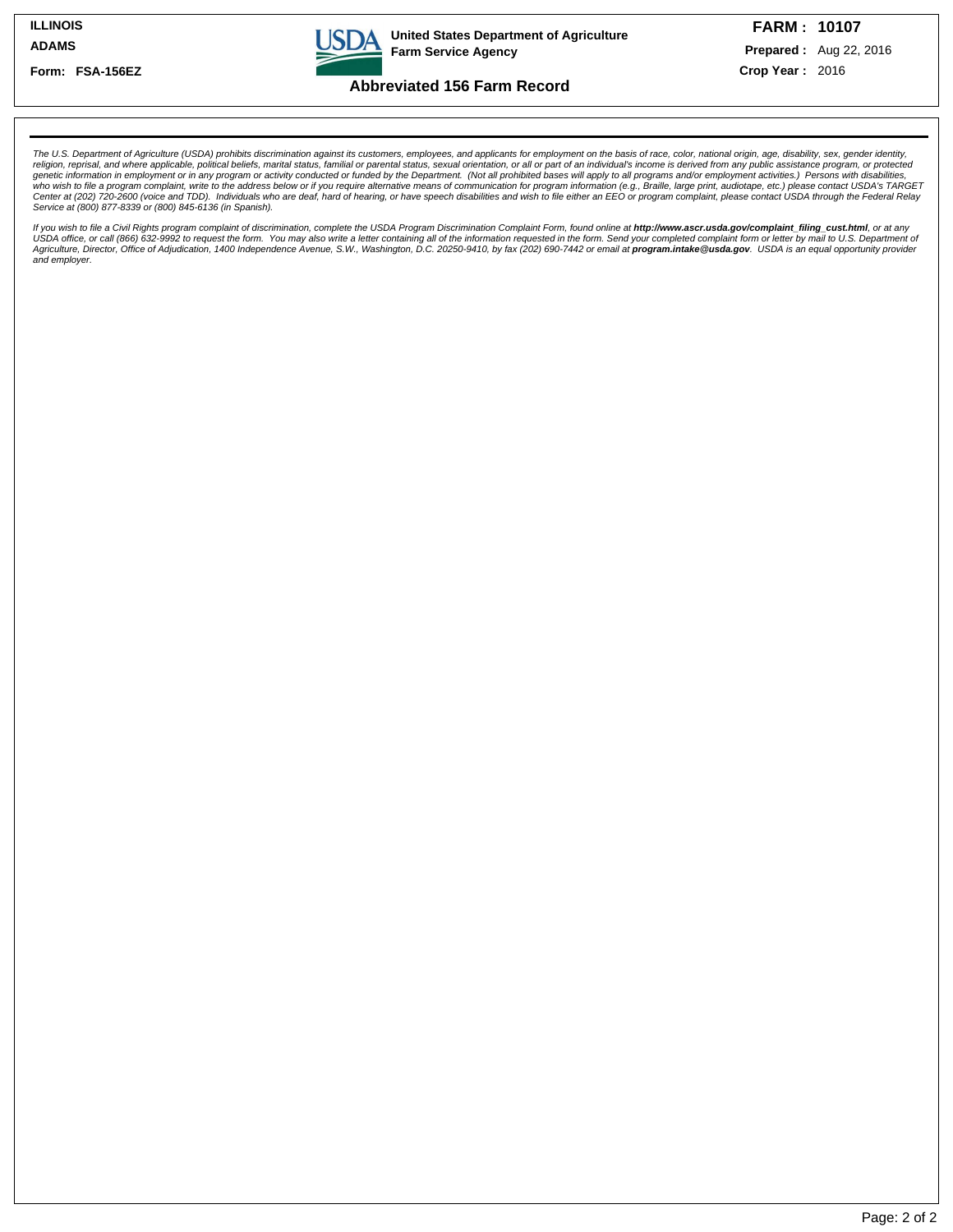ILLINOIS

ADAMS

Form: FSA-156EZ

**United States Department of Agriculture**
**Farm Service Agency**

## Abbreviated 156 Farm Record

**FARM : 10107**
**Prepared :** Aug 22, 2016
**Crop Year :** 2016

*The U.S. Department of Agriculture (USDA) prohibits discrimination against its customers, employees, and applicants for employment on the basis of race, color, national origin, age, disability, sex, gender identity, religion, reprisal, and where applicable, political beliefs, marital status, familial or parental status, sexual orientation, or all or part of an individual's income is derived from any public assistance program, or protected genetic information in employment or in any program or activity conducted or funded by the Department. (Not all prohibited bases will apply to all programs and/or employment activities.) Persons with disabilities, who wish to file a program complaint, write to the address below or if you require alternative means of communication for program information (e.g., Braille, large print, audiotape, etc.) please contact USDA's TARGET Center at (202) 720-2600 (voice and TDD). Individuals who are deaf, hard of hearing, or have speech disabilities and wish to file either an EEO or program complaint, please contact USDA through the Federal Relay Service at (800) 877-8339 or (800) 845-6136 (in Spanish).*

*If you wish to file a Civil Rights program complaint of discrimination, complete the USDA Program Discrimination Complaint Form, found online at **http://www.ascr.usda.gov/complaint_filing_cust.html**, or at any USDA office, or call (866) 632-9992 to request the form. You may also write a letter containing all of the information requested in the form. Send your completed complaint form or letter by mail to U.S. Department of Agriculture, Director, Office of Adjudication, 1400 Independence Avenue, S.W., Washington, D.C. 20250-9410, by fax (202) 690-7442 or email at **program.intake@usda.gov**. USDA is an equal opportunity provider and employer.*